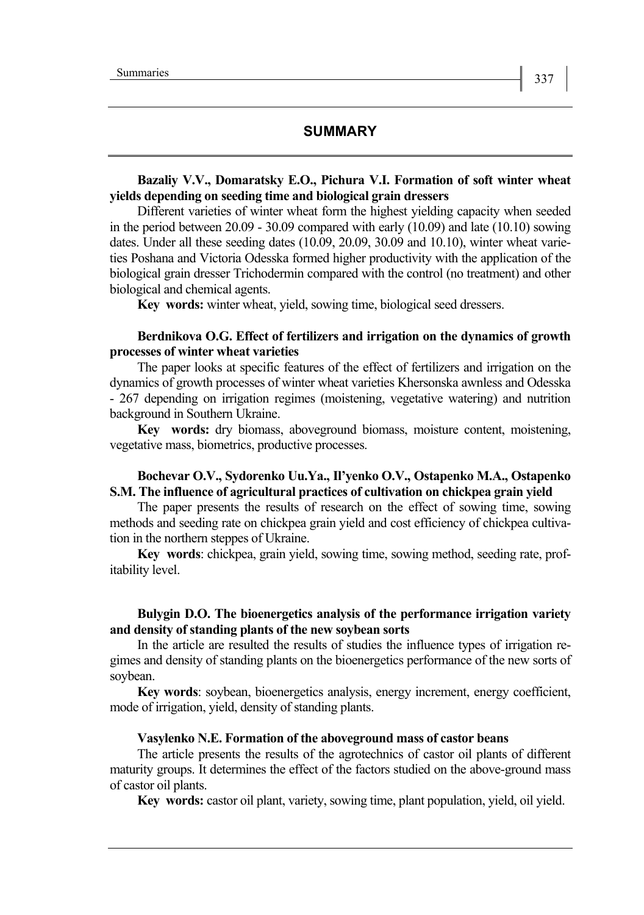## SUMMARY

**Bazaliy V.V., Domaratsky E.O., Pichura V.I. Formation of soft winter wheat yields depending on seeding time and biological grain dressers**

Different varieties of winter wheat form the highest yielding capacity when seeded in the period between 20.09 - 30.09 compared with early (10.09) and late (10.10) sowing dates. Under all these seeding dates (10.09, 20.09, 30.09 and 10.10), winter wheat varieties Poshana and Victoria Odesska formed higher productivity with the application of the biological grain dresser Trichodermin compared with the control (no treatment) and other biological and chemical agents.

**Key words:** winter wheat, yield, sowing time, biological seed dressers.

**Berdnikova O.G. Effect of fertilizers and irrigation on the dynamics of growth processes of winter wheat varieties**

The paper looks at specific features of the effect of fertilizers and irrigation on the dynamics of growth processes of winter wheat varieties Khersonska awnless and Odesska - 267 depending on irrigation regimes (moistening, vegetative watering) and nutrition background in Southern Ukraine.

**Key words:** dry biomass, aboveground biomass, moisture content, moistening, vegetative mass, biometrics, productive processes.

**Bochevar O.V., Sydorenko Uu.Ya., Il'yenko O.V., Ostapenko M.A., Ostapenko S.M. The influence of agricultural practices of cultivation on chickpea grain yield**

The paper presents the results of research on the effect of sowing time, sowing methods and seeding rate on chickpea grain yield and cost efficiency of chickpea cultivation in the northern steppes of Ukraine.

**Key words**: chickpea, grain yield, sowing time, sowing method, seeding rate, profitability level.

**Bulygin D.O. The bioenergetics analysis of the performance irrigation variety and density of standing plants of the new soybean sorts**

In the article are resulted the results of studies the influence types of irrigation regimes and density of standing plants on the bioenergetics performance of the new sorts of soybean.

**Key words**: soybean, bioenergetics analysis, energy increment, energy coefficient, mode of irrigation, yield, density of standing plants.

**Vasylenko N.E. Formation of the aboveground mass of castor beans**

The article presents the results of the agrotechnics of castor oil plants of different maturity groups. It determines the effect of the factors studied on the above-ground mass of castor oil plants.

**Key words:** castor oil plant, variety, sowing time, plant population, yield, oil yield.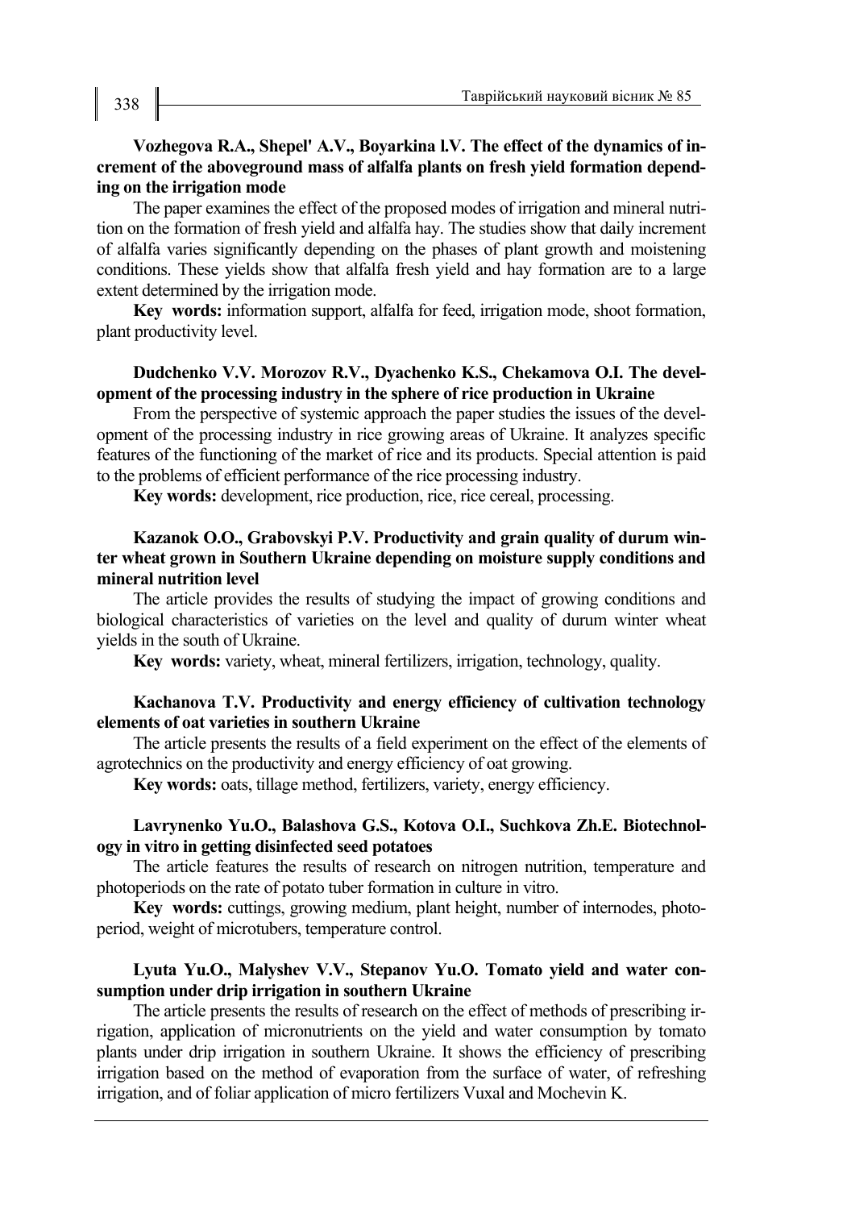**Vozhegova R.A., Shepel' A.V., Boyarkina l.V. The effect of the dynamics of increment of the aboveground mass of alfalfa plants on fresh yield formation depending on the irrigation mode**

The paper examines the effect of the proposed modes of irrigation and mineral nutrition on the formation of fresh yield and alfalfa hay. The studies show that daily increment of alfalfa varies significantly depending on the phases of plant growth and moistening conditions. These yields show that alfalfa fresh yield and hay formation are to a large extent determined by the irrigation mode.

**Key words:** information support, alfalfa for feed, irrigation mode, shoot formation, plant productivity level.

**Dudchenko V.V. Morozov R.V., Dyachenko K.S., Chekamova O.I. The development of the processing industry in the sphere of rice production in Ukraine**

From the perspective of systemic approach the paper studies the issues of the development of the processing industry in rice growing areas of Ukraine. It analyzes specific features of the functioning of the market of rice and its products. Special attention is paid to the problems of efficient performance of the rice processing industry.

**Key words:** development, rice production, rice, rice cereal, processing.

**Kazanok O.O., Grabovskyi P.V. Productivity and grain quality of durum winter wheat grown in Southern Ukraine depending on moisture supply conditions and mineral nutrition level**

The article provides the results of studying the impact of growing conditions and biological characteristics of varieties on the level and quality of durum winter wheat yields in the south of Ukraine.

**Key words:** variety, wheat, mineral fertilizers, irrigation, technology, quality.

**Kachanova T.V. Productivity and energy efficiency of cultivation technology elements of oat varieties in southern Ukraine**

The article presents the results of a field experiment on the effect of the elements of agrotechnics on the productivity and energy efficiency of oat growing.

**Key words:** oats, tillage method, fertilizers, variety, energy efficiency.

**Lavrynenko Yu.O., Balashova G.S., Kotova O.I., Suchkova Zh.E. Biotechnology in vitro in getting disinfected seed potatoes**

The article features the results of research on nitrogen nutrition, temperature and photoperiods on the rate of potato tuber formation in culture in vitro.

**Key words:** cuttings, growing medium, plant height, number of internodes, photoperiod, weight of microtubers, temperature control.

**Lyuta Yu.O., Malyshev V.V., Stepanov Yu.O. Tomato yield and water consumption under drip irrigation in southern Ukraine**

The article presents the results of research on the effect of methods of prescribing irrigation, application of micronutrients on the yield and water consumption by tomato plants under drip irrigation in southern Ukraine. It shows the efficiency of prescribing irrigation based on the method of evaporation from the surface of water, of refreshing irrigation, and of foliar application of micro fertilizers Vuxal and Mochevin K.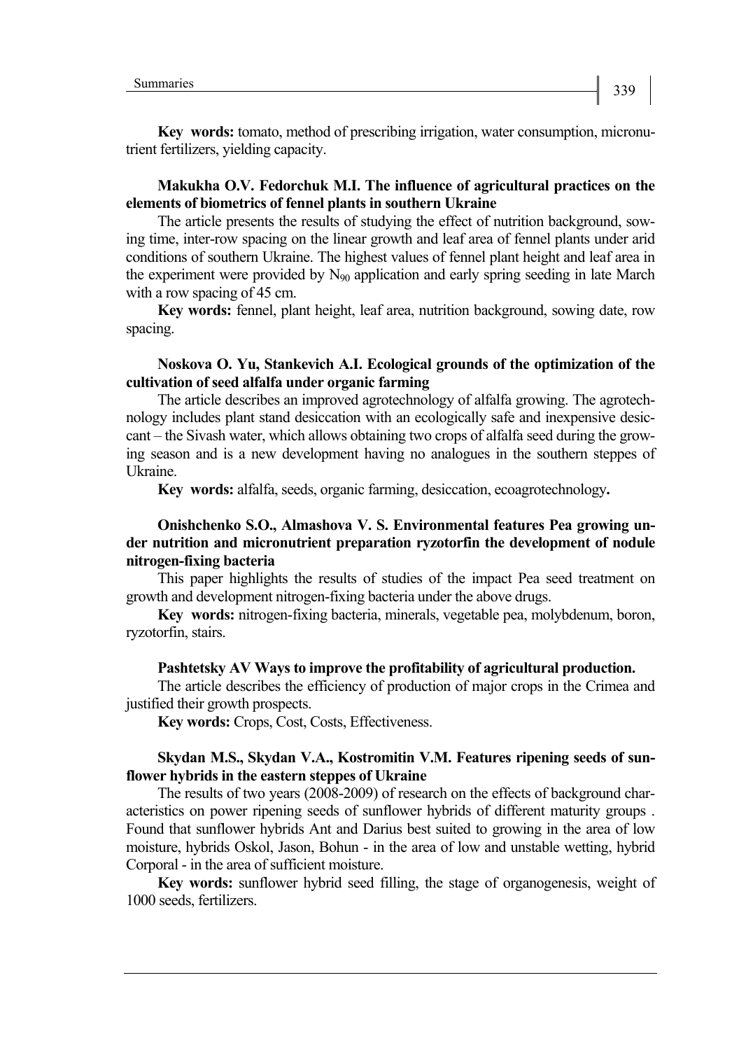**Key words:** tomato, method of prescribing irrigation, water consumption, micronutrient fertilizers, yielding capacity.

**Makukha O.V. Fedorchuk M.I. The influence of agricultural practices on the elements of biometrics of fennel plants in southern Ukraine**

The article presents the results of studying the effect of nutrition background, sowing time, inter-row spacing on the linear growth and leaf area of fennel plants under arid conditions of southern Ukraine. The highest values of fennel plant height and leaf area in the experiment were provided by $N_{90}$ application and early spring seeding in late March with a row spacing of 45 cm.

**Key words:** fennel, plant height, leaf area, nutrition background, sowing date, row spacing.

**Noskova O. Yu, Stankevich A.I. Ecological grounds of the optimization of the cultivation of seed alfalfa under organic farming**

The article describes an improved agrotechnology of alfalfa growing. The agrotechnology includes plant stand desiccation with an ecologically safe and inexpensive desiccant – the Sivash water, which allows obtaining two crops of alfalfa seed during the growing season and is a new development having no analogues in the southern steppes of Ukraine.

**Key words:** alfalfa, seeds, organic farming, desiccation, ecoagrotechnology**.**

**Onishchenko S.O., Almashova V. S. Environmental features Pea growing under nutrition and micronutrient preparation ryzotorfin the development of nodule nitrogen-fixing bacteria**

This paper highlights the results of studies of the impact Pea seed treatment on growth and development nitrogen-fixing bacteria under the above drugs.

**Key words:** nitrogen-fixing bacteria, minerals, vegetable pea, molybdenum, boron, ryzotorfin, stairs.

**Pashtetsky AV Ways to improve the profitability of agricultural production.**

The article describes the efficiency of production of major crops in the Crimea and justified their growth prospects.

**Key words:** Crops, Cost, Costs, Effectiveness.

**Skydan M.S., Skydan V.A., Kostromitin V.M. Features ripening seeds of sunflower hybrids in the eastern steppes of Ukraine**

The results of two years (2008-2009) of research on the effects of background characteristics on power ripening seeds of sunflower hybrids of different maturity groups . Found that sunflower hybrids Ant and Darius best suited to growing in the area of low moisture, hybrids Oskol, Jason, Bohun - in the area of low and unstable wetting, hybrid Corporal - in the area of sufficient moisture.

**Key words:** sunflower hybrid seed filling, the stage of organogenesis, weight of 1000 seeds, fertilizers.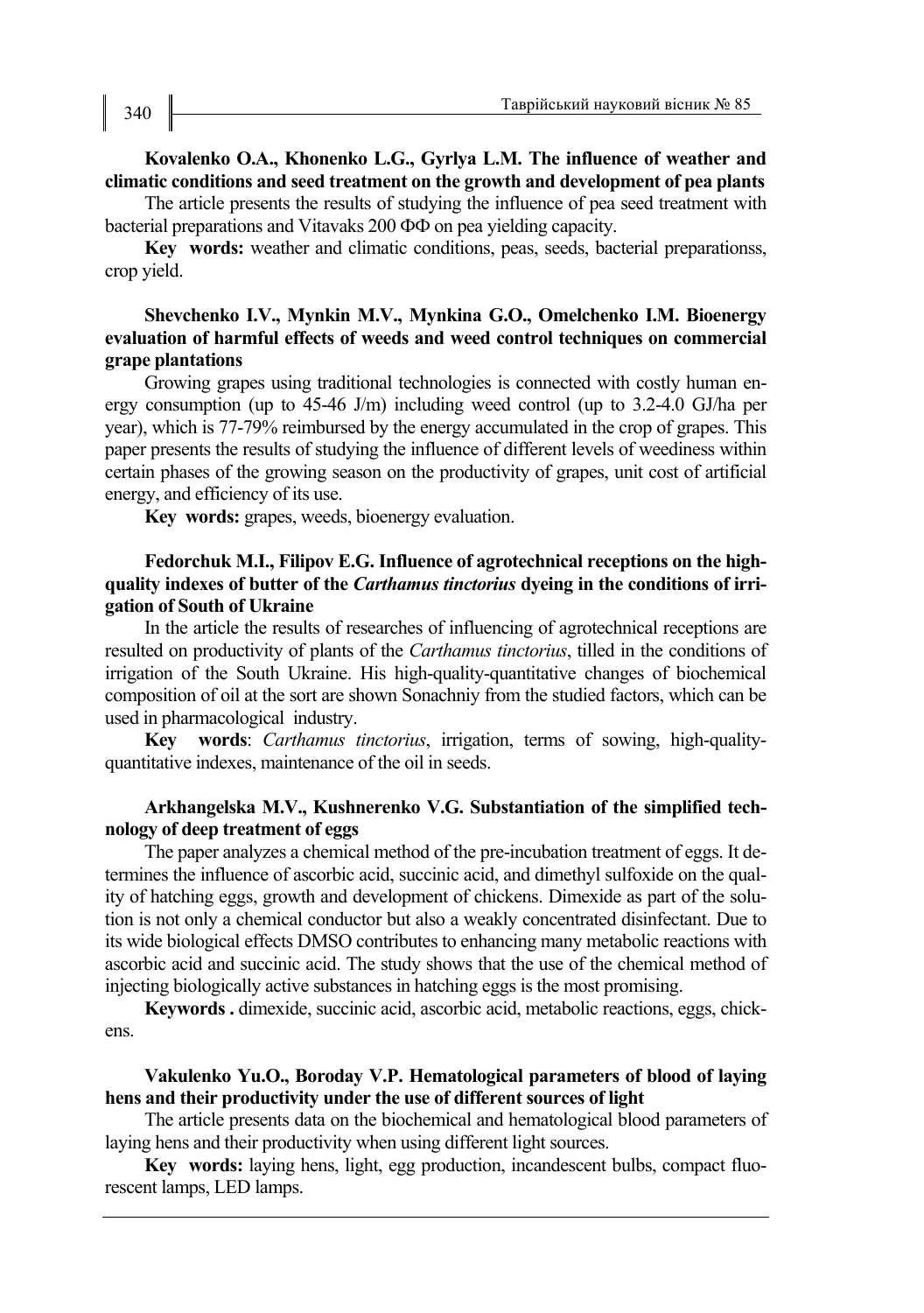**Kovalenko O.A., Khonenko L.G., Gyrlya L.M. The influence of weather and climatic conditions and seed treatment on the growth and development of pea plants**

The article presents the results of studying the influence of pea seed treatment with bacterial preparations and Vitavaks 200 ФФ on pea yielding capacity.

**Key words:** weather and climatic conditions, peas, seeds, bacterial preparationss, crop yield.

**Shevchenko I.V., Mynkin M.V., Mynkina G.O., Omelchenko I.M. Bioenergy evaluation of harmful effects of weeds and weed control techniques on commercial grape plantations**

Growing grapes using traditional technologies is connected with costly human energy consumption (up to 45-46 J/m) including weed control (up to 3.2-4.0 GJ/ha per year), which is 77-79% reimbursed by the energy accumulated in the crop of grapes. This paper presents the results of studying the influence of different levels of weediness within certain phases of the growing season on the productivity of grapes, unit cost of artificial energy, and efficiency of its use.

**Key words:** grapes, weeds, bioenergy evaluation.

**Fedorchuk M.I., Filipov E.G. Influence of agrotechnical receptions on the high-quality indexes of butter of the *Carthamus tinctorius* dyeing in the conditions of irrigation of South of Ukraine**

In the article the results of researches of influencing of agrotechnical receptions are resulted on productivity of plants of the *Carthamus tinctorius*, tilled in the conditions of irrigation of the South Ukraine. His high-quality-quantitative changes of biochemical composition of oil at the sort are shown Sonachniy from the studied factors, which can be used in pharmacological industry.

**Key words**: *Carthamus tinctorius*, irrigation, terms of sowing, high-quality-quantitative indexes, maintenance of the oil in seeds.

**Arkhangelska M.V., Kushnerenko V.G. Substantiation of the simplified technology of deep treatment of eggs**

The paper analyzes a chemical method of the pre-incubation treatment of eggs. It determines the influence of ascorbic acid, succinic acid, and dimethyl sulfoxide on the quality of hatching eggs, growth and development of chickens. Dimexide as part of the solution is not only a chemical conductor but also a weakly concentrated disinfectant. Due to its wide biological effects DMSO contributes to enhancing many metabolic reactions with ascorbic acid and succinic acid. The study shows that the use of the chemical method of injecting biologically active substances in hatching eggs is the most promising.

**Keywords .** dimexide, succinic acid, ascorbic acid, metabolic reactions, eggs, chickens.

**Vakulenko Yu.O., Boroday V.P. Hematological parameters of blood of laying hens and their productivity under the use of different sources of light**

The article presents data on the biochemical and hematological blood parameters of laying hens and their productivity when using different light sources.

**Key words:** laying hens, light, egg production, incandescent bulbs, compact fluorescent lamps, LED lamps.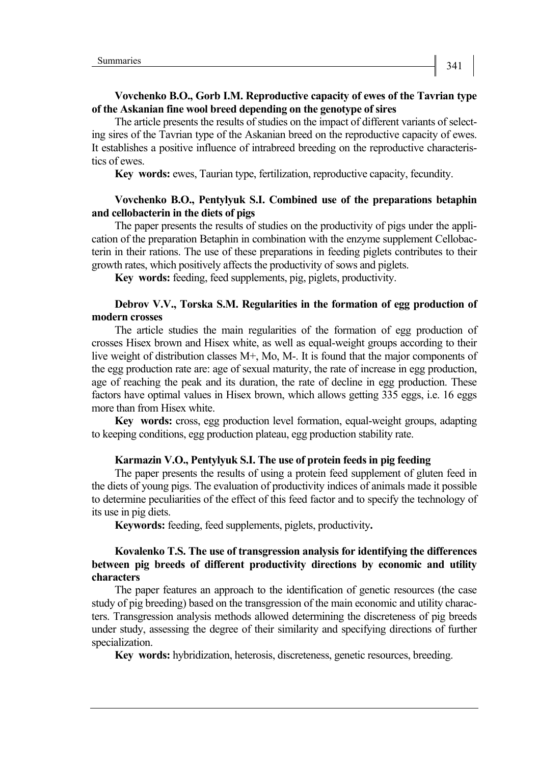**Vovchenko B.O., Gorb I.M. Reproductive capacity of ewes of the Tavrian type of the Askanian fine wool breed depending on the genotype of sires**

The article presents the results of studies on the impact of different variants of selecting sires of the Tavrian type of the Askanian breed on the reproductive capacity of ewes. It establishes a positive influence of intrabreed breeding on the reproductive characteristics of ewes.

**Key words:** ewes, Taurian type, fertilization, reproductive capacity, fecundity.

**Vovchenko B.O., Pentylyuk S.I. Combined use of the preparations betaphin and cellobacterin in the diets of pigs**

The paper presents the results of studies on the productivity of pigs under the application of the preparation Betaphin in combination with the enzyme supplement Cellobacterin in their rations. The use of these preparations in feeding piglets contributes to their growth rates, which positively affects the productivity of sows and piglets.

**Key words:** feeding, feed supplements, pig, piglets, productivity.

**Debrov V.V., Torska S.M. Regularities in the formation of egg production of modern crosses**

The article studies the main regularities of the formation of egg production of crosses Hisex brown and Hisex white, as well as equal-weight groups according to their live weight of distribution classes M+, Mo, M-. It is found that the major components of the egg production rate are: age of sexual maturity, the rate of increase in egg production, age of reaching the peak and its duration, the rate of decline in egg production. These factors have optimal values in Hisex brown, which allows getting 335 eggs, i.e. 16 eggs more than from Hisex white.

**Key words:** cross, egg production level formation, equal-weight groups, adapting to keeping conditions, egg production plateau, egg production stability rate.

**Karmazin V.O., Pentylyuk S.I. The use of protein feeds in pig feeding**

The paper presents the results of using a protein feed supplement of gluten feed in the diets of young pigs. The evaluation of productivity indices of animals made it possible to determine peculiarities of the effect of this feed factor and to specify the technology of its use in pig diets.

**Keywords:** feeding, feed supplements, piglets, productivity**.**

**Kovalenko T.S. The use of transgression analysis for identifying the differences between pig breeds of different productivity directions by economic and utility characters**

The paper features an approach to the identification of genetic resources (the case study of pig breeding) based on the transgression of the main economic and utility characters. Transgression analysis methods allowed determining the discreteness of pig breeds under study, assessing the degree of their similarity and specifying directions of further specialization.

**Key words:** hybridization, heterosis, discreteness, genetic resources, breeding.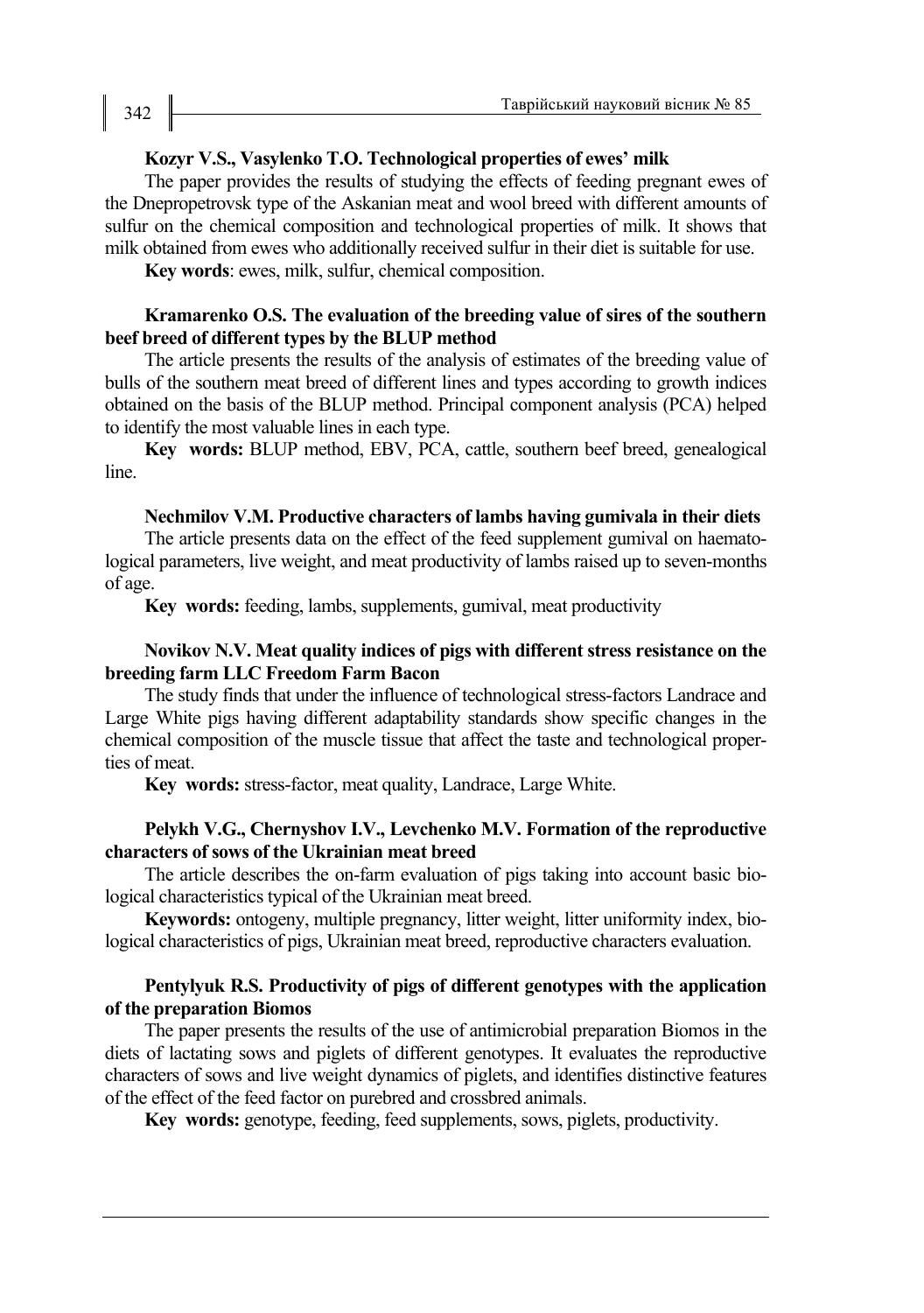**Kozyr V.S., Vasylenko T.O. Technological properties of ewes' milk**

The paper provides the results of studying the effects of feeding pregnant ewes of the Dnepropetrovsk type of the Askanian meat and wool breed with different amounts of sulfur on the chemical composition and technological properties of milk. It shows that milk obtained from ewes who additionally received sulfur in their diet is suitable for use.

**Key words**: ewes, milk, sulfur, chemical composition.

**Kramarenko O.S. The evaluation of the breeding value of sires of the southern beef breed of different types by the BLUP method**

The article presents the results of the analysis of estimates of the breeding value of bulls of the southern meat breed of different lines and types according to growth indices obtained on the basis of the BLUP method. Principal component analysis (PCA) helped to identify the most valuable lines in each type.

**Key words:** BLUP method, EBV, PCA, cattle, southern beef breed, genealogical line.

**Nechmilov V.M. Productive characters of lambs having gumivala in their diets**

The article presents data on the effect of the feed supplement gumival on haematological parameters, live weight, and meat productivity of lambs raised up to seven-months of age.

**Key words:** feeding, lambs, supplements, gumival, meat productivity

**Novikov N.V. Meat quality indices of pigs with different stress resistance on the breeding farm LLC Freedom Farm Bacon**

The study finds that under the influence of technological stress-factors Landrace and Large White pigs having different adaptability standards show specific changes in the chemical composition of the muscle tissue that affect the taste and technological properties of meat.

**Key words:** stress-factor, meat quality, Landrace, Large White.

**Pelykh V.G., Chernyshov I.V., Levchenko M.V. Formation of the reproductive characters of sows of the Ukrainian meat breed**

The article describes the on-farm evaluation of pigs taking into account basic biological characteristics typical of the Ukrainian meat breed.

**Keywords:** ontogeny, multiple pregnancy, litter weight, litter uniformity index, biological characteristics of pigs, Ukrainian meat breed, reproductive characters evaluation.

**Pentylyuk R.S. Productivity of pigs of different genotypes with the application of the preparation Biomos**

The paper presents the results of the use of antimicrobial preparation Biomos in the diets of lactating sows and piglets of different genotypes. It evaluates the reproductive characters of sows and live weight dynamics of piglets, and identifies distinctive features of the effect of the feed factor on purebred and crossbred animals.

**Key words:** genotype, feeding, feed supplements, sows, piglets, productivity.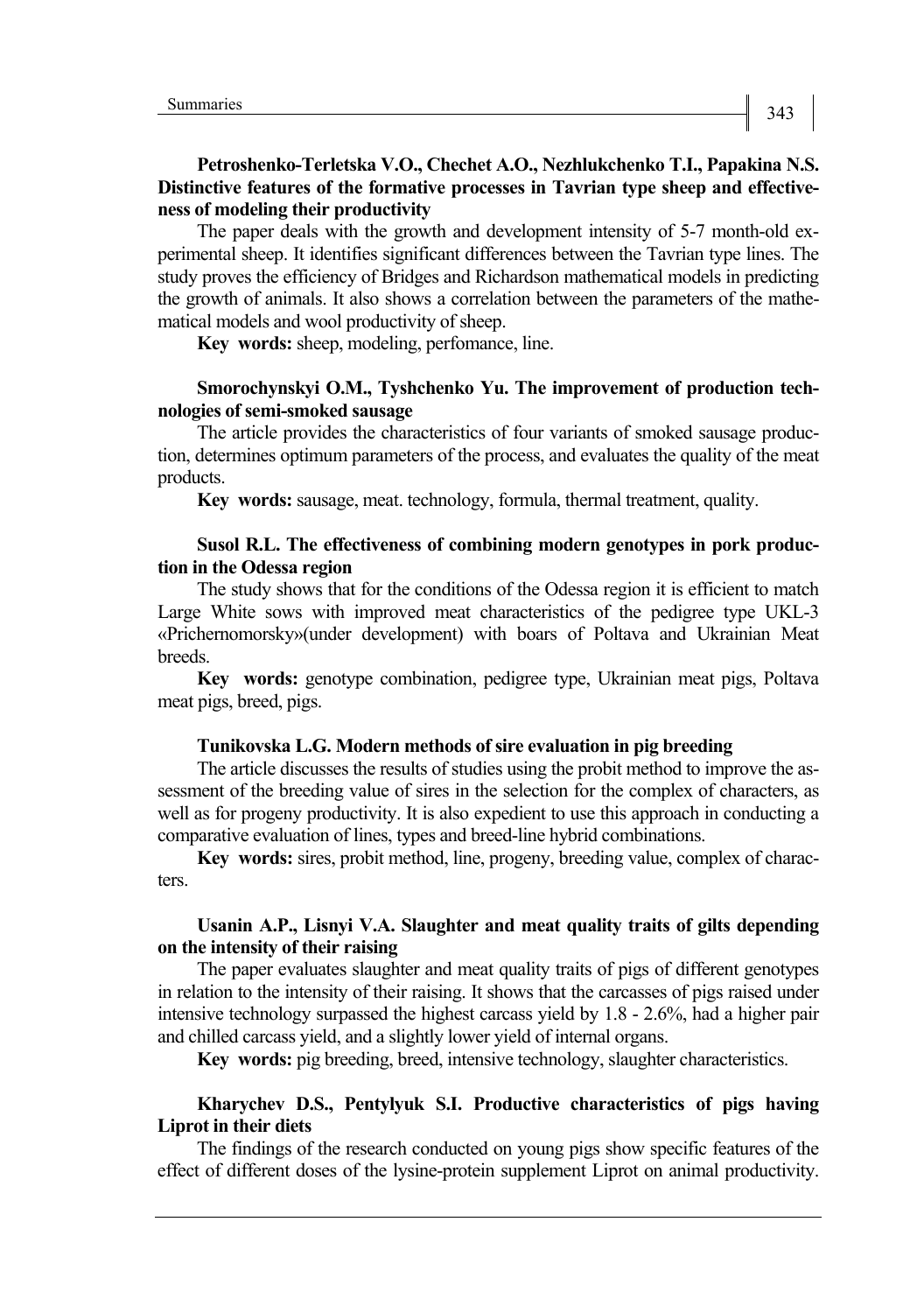**Petroshenko-Terletska V.O., Chechet A.O., Nezhlukchenko T.I., Papakina N.S. Distinctive features of the formative processes in Tavrian type sheep and effectiveness of modeling their productivity**

The paper deals with the growth and development intensity of 5-7 month-old experimental sheep. It identifies significant differences between the Tavrian type lines. The study proves the efficiency of Bridges and Richardson mathematical models in predicting the growth of animals. It also shows a correlation between the parameters of the mathematical models and wool productivity of sheep.

**Key words:** sheep, modeling, perfomance, line.

**Smorochynskyi O.M., Tyshchenko Yu. The improvement of production technologies of semi-smoked sausage**

The article provides the characteristics of four variants of smoked sausage production, determines optimum parameters of the process, and evaluates the quality of the meat products.

**Key words:** sausage, meat. technology, formula, thermal treatment, quality.

**Susol R.L. The effectiveness of combining modern genotypes in pork production in the Odessa region**

The study shows that for the conditions of the Odessa region it is efficient to match Large White sows with improved meat characteristics of the pedigree type UKL-3 «Prichernomorsky»(under development) with boars of Poltava and Ukrainian Meat breeds.

**Key words:** genotype combination, pedigree type, Ukrainian meat pigs, Poltava meat pigs, breed, pigs.

**Tunikovska L.G. Modern methods of sire evaluation in pig breeding**

The article discusses the results of studies using the probit method to improve the assessment of the breeding value of sires in the selection for the complex of characters, as well as for progeny productivity. It is also expedient to use this approach in conducting a comparative evaluation of lines, types and breed-line hybrid combinations.

**Key words:** sires, probit method, line, progeny, breeding value, complex of characters.

**Usanin A.P., Lisnyi V.A. Slaughter and meat quality traits of gilts depending on the intensity of their raising**

The paper evaluates slaughter and meat quality traits of pigs of different genotypes in relation to the intensity of their raising. It shows that the carcasses of pigs raised under intensive technology surpassed the highest carcass yield by 1.8 - 2.6%, had a higher pair and chilled carcass yield, and a slightly lower yield of internal organs.

**Key words:** pig breeding, breed, intensive technology, slaughter characteristics.

**Kharychev D.S., Pentylyuk S.I. Productive characteristics of pigs having Liprot in their diets**

The findings of the research conducted on young pigs show specific features of the effect of different doses of the lysine-protein supplement Liprot on animal productivity.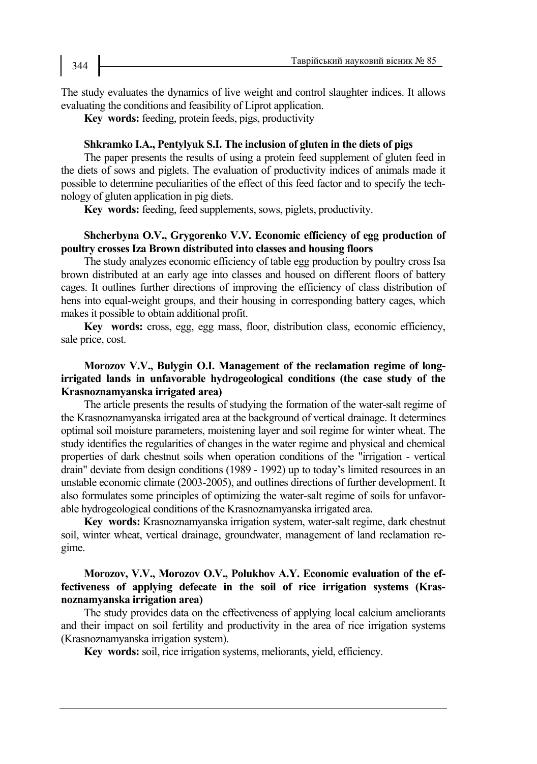The study evaluates the dynamics of live weight and control slaughter indices. It allows evaluating the conditions and feasibility of Liprot application.

**Key words:** feeding, protein feeds, pigs, productivity

**Shkramko I.A., Pentylyuk S.I. The inclusion of gluten in the diets of pigs**

The paper presents the results of using a protein feed supplement of gluten feed in the diets of sows and piglets. The evaluation of productivity indices of animals made it possible to determine peculiarities of the effect of this feed factor and to specify the technology of gluten application in pig diets.

**Key words:** feeding, feed supplements, sows, piglets, productivity.

**Shcherbyna O.V., Grygorenko V.V. Economic efficiency of egg production of poultry crosses Iza Brown distributed into classes and housing floors**

The study analyzes economic efficiency of table egg production by poultry cross Isa brown distributed at an early age into classes and housed on different floors of battery cages. It outlines further directions of improving the efficiency of class distribution of hens into equal-weight groups, and their housing in corresponding battery cages, which makes it possible to obtain additional profit.

**Key words:** cross, egg, egg mass, floor, distribution class, economic efficiency, sale price, cost.

**Morozov V.V., Bulygin O.I. Management of the reclamation regime of long-irrigated lands in unfavorable hydrogeological conditions (the case study of the Krasnoznamyanska irrigated area)**

The article presents the results of studying the formation of the water-salt regime of the Krasnoznamyanska irrigated area at the background of vertical drainage. It determines optimal soil moisture parameters, moistening layer and soil regime for winter wheat. The study identifies the regularities of changes in the water regime and physical and chemical properties of dark chestnut soils when operation conditions of the "irrigation - vertical drain" deviate from design conditions (1989 - 1992) up to today's limited resources in an unstable economic climate (2003-2005), and outlines directions of further development. It also formulates some principles of optimizing the water-salt regime of soils for unfavorable hydrogeological conditions of the Krasnoznamyanska irrigated area.

**Key words:** Krasnoznamyanska irrigation system, water-salt regime, dark chestnut soil, winter wheat, vertical drainage, groundwater, management of land reclamation regime.

**Morozov, V.V., Morozov O.V., Polukhov A.Y. Economic evaluation of the effectiveness of applying defecate in the soil of rice irrigation systems (Krasnoznamyanska irrigation area)**

The study provides data on the effectiveness of applying local calcium ameliorants and their impact on soil fertility and productivity in the area of rice irrigation systems (Krasnoznamyanska irrigation system).

**Key words:** soil, rice irrigation systems, meliorants, yield, efficiency.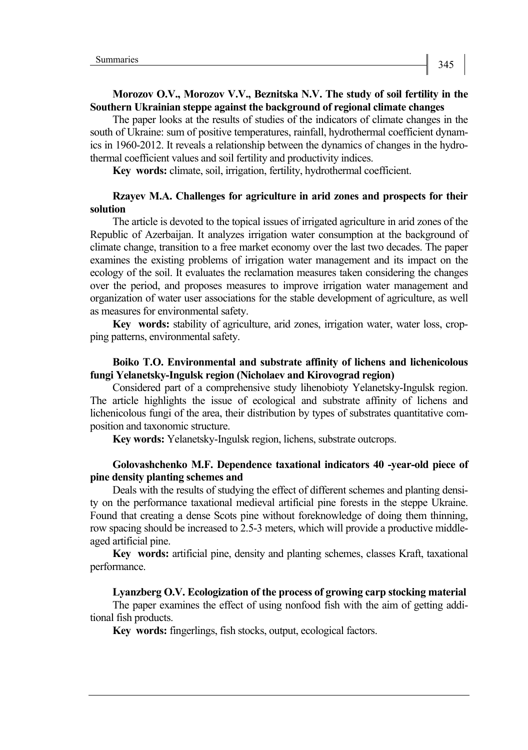**Morozov O.V., Morozov V.V., Beznitska N.V. The study of soil fertility in the Southern Ukrainian steppe against the background of regional climate changes**

The paper looks at the results of studies of the indicators of climate changes in the south of Ukraine: sum of positive temperatures, rainfall, hydrothermal coefficient dynamics in 1960-2012. It reveals a relationship between the dynamics of changes in the hydrothermal coefficient values and soil fertility and productivity indices.

**Key words:** climate, soil, irrigation, fertility, hydrothermal coefficient.

**Rzayev M.A. Challenges for agriculture in arid zones and prospects for their solution**

The article is devoted to the topical issues of irrigated agriculture in arid zones of the Republic of Azerbaijan. It analyzes irrigation water consumption at the background of climate change, transition to a free market economy over the last two decades. The paper examines the existing problems of irrigation water management and its impact on the ecology of the soil. It evaluates the reclamation measures taken considering the changes over the period, and proposes measures to improve irrigation water management and organization of water user associations for the stable development of agriculture, as well as measures for environmental safety.

**Key words:** stability of agriculture, arid zones, irrigation water, water loss, cropping patterns, environmental safety.

**Boiko T.O. Environmental and substrate affinity of lichens and lichenicolous fungi Yelanetsky-Ingulsk region (Nicholaev and Kirovograd region)**

Considered part of a comprehensive study lihenobioty Yelanetsky-Ingulsk region. The article highlights the issue of ecological and substrate affinity of lichens and lichenicolous fungi of the area, their distribution by types of substrates quantitative composition and taxonomic structure.

**Key words:** Yelanetsky-Ingulsk region, lichens, substrate outcrops.

**Golovashchenko M.F. Dependence taxational indicators 40 -year-old piece of pine density planting schemes and**

Deals with the results of studying the effect of different schemes and planting density on the performance taxational medieval artificial pine forests in the steppe Ukraine. Found that creating a dense Scots pine without foreknowledge of doing them thinning, row spacing should be increased to 2.5-3 meters, which will provide a productive middle-aged artificial pine.

**Key words:** artificial pine, density and planting schemes, classes Kraft, taxational performance.

**Lyanzberg O.V. Ecologization of the process of growing carp stocking material**

The paper examines the effect of using nonfood fish with the aim of getting additional fish products.

**Key words:** fingerlings, fish stocks, output, ecological factors.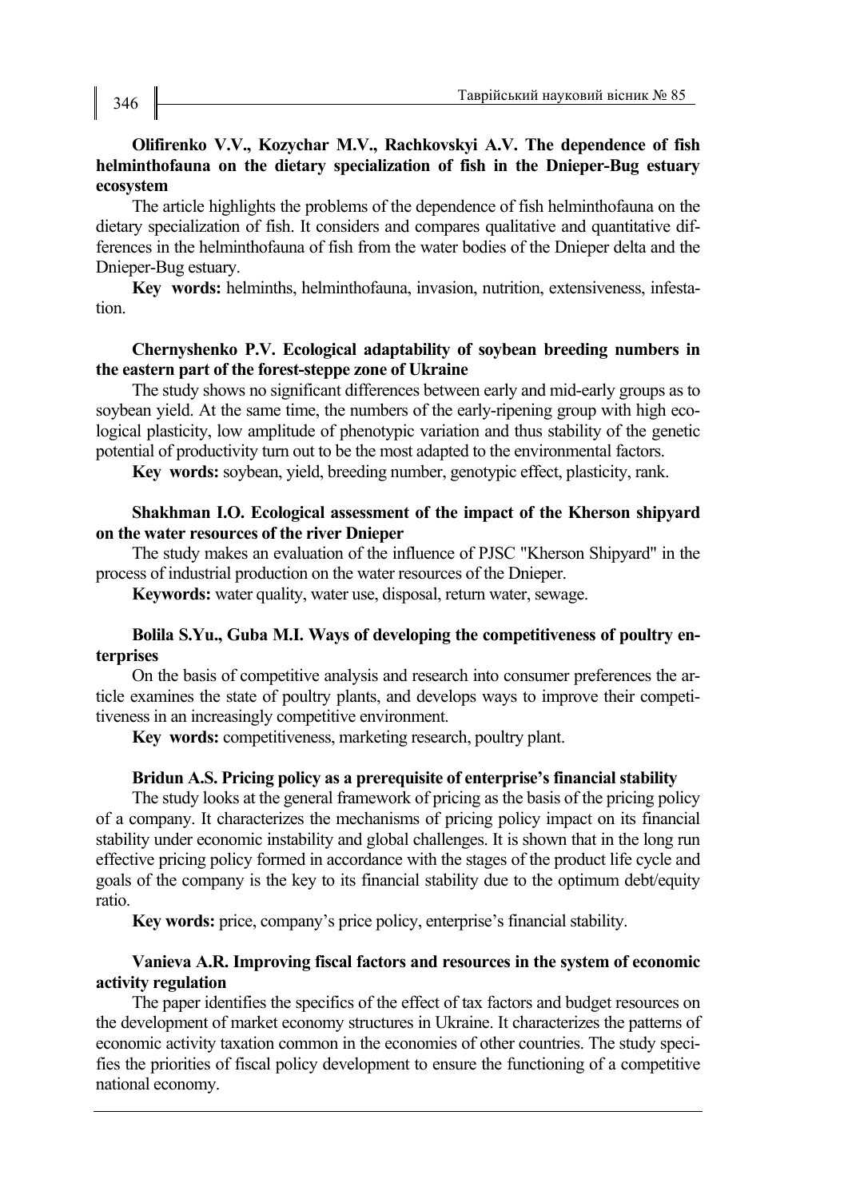**Olifirenko V.V., Kozychar M.V., Rachkovskyi A.V. The dependence of fish helminthofauna on the dietary specialization of fish in the Dnieper-Bug estuary ecosystem**

The article highlights the problems of the dependence of fish helminthofauna on the dietary specialization of fish. It considers and compares qualitative and quantitative differences in the helminthofauna of fish from the water bodies of the Dnieper delta and the Dnieper-Bug estuary.

**Key words:** helminths, helminthofauna, invasion, nutrition, extensiveness, infestation.

**Chernyshenko P.V. Ecological adaptability of soybean breeding numbers in the eastern part of the forest-steppe zone of Ukraine**

The study shows no significant differences between early and mid-early groups as to soybean yield. At the same time, the numbers of the early-ripening group with high ecological plasticity, low amplitude of phenotypic variation and thus stability of the genetic potential of productivity turn out to be the most adapted to the environmental factors.

**Key words:** soybean, yield, breeding number, genotypic effect, plasticity, rank.

**Shakhman I.O. Ecological assessment of the impact of the Kherson shipyard on the water resources of the river Dnieper**

The study makes an evaluation of the influence of PJSC "Kherson Shipyard" in the process of industrial production on the water resources of the Dnieper.

**Keywords:** water quality, water use, disposal, return water, sewage.

**Bolila S.Yu., Guba M.I. Ways of developing the competitiveness of poultry enterprises**

On the basis of competitive analysis and research into consumer preferences the article examines the state of poultry plants, and develops ways to improve their competitiveness in an increasingly competitive environment.

**Key words:** competitiveness, marketing research, poultry plant.

**Bridun A.S. Pricing policy as a prerequisite of enterprise's financial stability**

The study looks at the general framework of pricing as the basis of the pricing policy of a company. It characterizes the mechanisms of pricing policy impact on its financial stability under economic instability and global challenges. It is shown that in the long run effective pricing policy formed in accordance with the stages of the product life cycle and goals of the company is the key to its financial stability due to the optimum debt/equity ratio.

**Key words:** price, company's price policy, enterprise's financial stability.

**Vanieva A.R. Improving fiscal factors and resources in the system of economic activity regulation**

The paper identifies the specifics of the effect of tax factors and budget resources on the development of market economy structures in Ukraine. It characterizes the patterns of economic activity taxation common in the economies of other countries. The study specifies the priorities of fiscal policy development to ensure the functioning of a competitive national economy.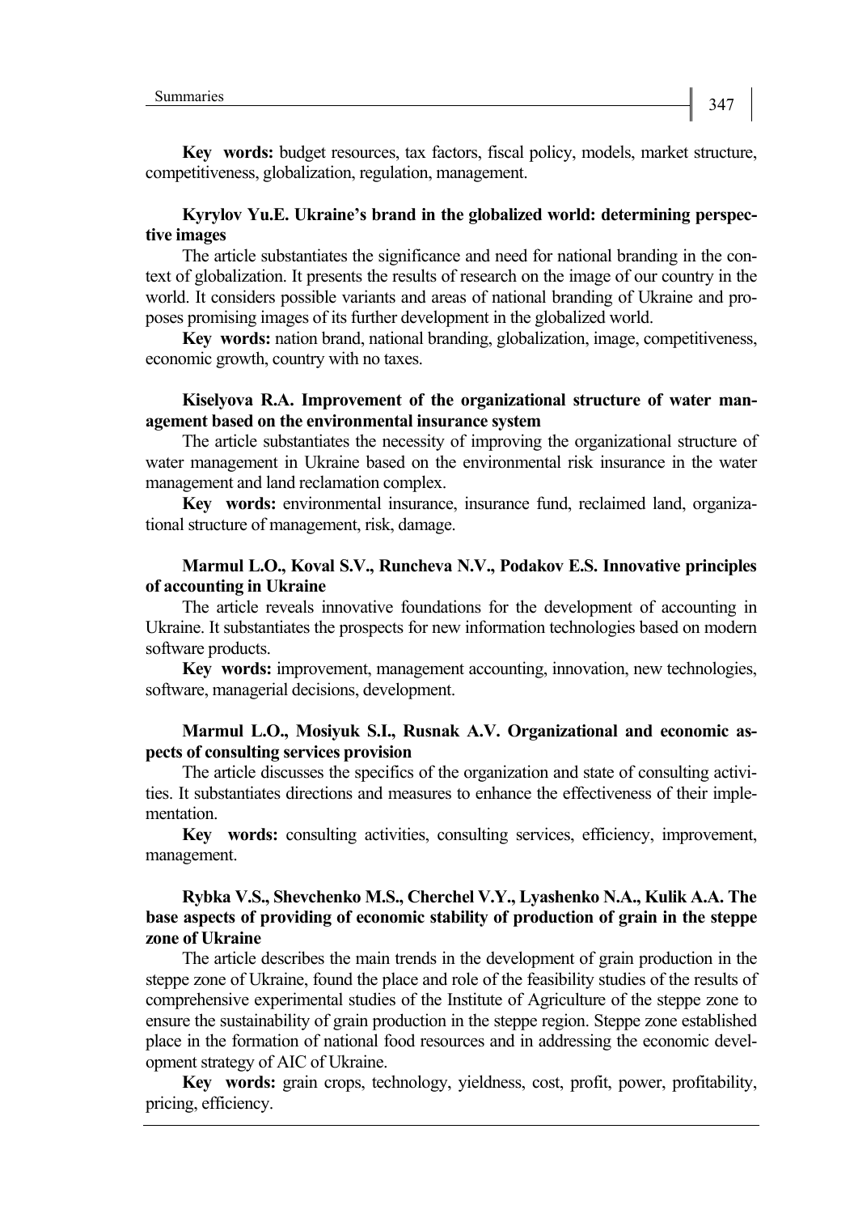**Key words:** budget resources, tax factors, fiscal policy, models, market structure, competitiveness, globalization, regulation, management.

**Kyrylov Yu.E. Ukraine's brand in the globalized world: determining perspective images**

The article substantiates the significance and need for national branding in the context of globalization. It presents the results of research on the image of our country in the world. It considers possible variants and areas of national branding of Ukraine and proposes promising images of its further development in the globalized world.

**Key words:** nation brand, national branding, globalization, image, competitiveness, economic growth, country with no taxes.

**Kiselyova R.A. Improvement of the organizational structure of water management based on the environmental insurance system**

The article substantiates the necessity of improving the organizational structure of water management in Ukraine based on the environmental risk insurance in the water management and land reclamation complex.

**Key words:** environmental insurance, insurance fund, reclaimed land, organizational structure of management, risk, damage.

**Marmul L.O., Koval S.V., Runcheva N.V., Podakov E.S. Innovative principles of accounting in Ukraine**

The article reveals innovative foundations for the development of accounting in Ukraine. It substantiates the prospects for new information technologies based on modern software products.

**Key words:** improvement, management accounting, innovation, new technologies, software, managerial decisions, development.

**Marmul L.O., Mosiyuk S.I., Rusnak A.V. Organizational and economic aspects of consulting services provision**

The article discusses the specifics of the organization and state of consulting activities. It substantiates directions and measures to enhance the effectiveness of their implementation.

**Key words:** consulting activities, consulting services, efficiency, improvement, management.

**Rybka V.S., Shevchenko M.S., Cherchel V.Y., Lyashenko N.A., Kulik A.A. The base aspects of providing of economic stability of production of grain in the steppe zone of Ukraine**

The article describes the main trends in the development of grain production in the steppe zone of Ukraine, found the place and role of the feasibility studies of the results of comprehensive experimental studies of the Institute of Agriculture of the steppe zone to ensure the sustainability of grain production in the steppe region. Steppe zone established place in the formation of national food resources and in addressing the economic development strategy of AIC of Ukraine.

**Key words:** grain crops, technology, yieldness, cost, profit, power, profitability, pricing, efficiency.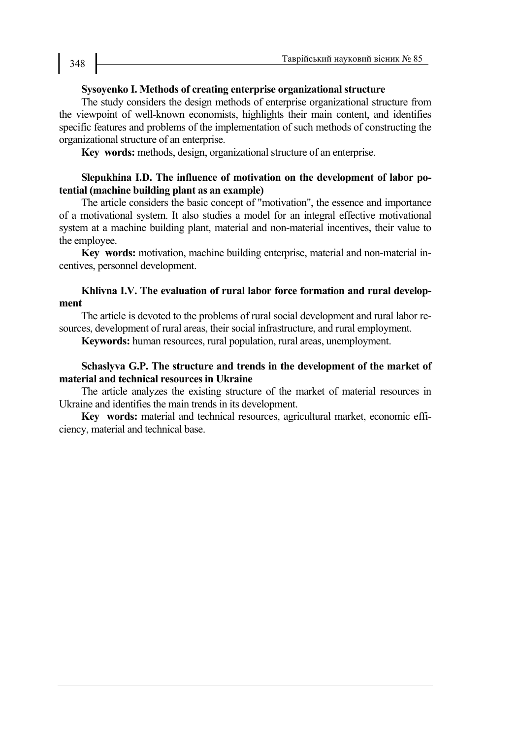**Sysoyenko I. Methods of creating enterprise organizational structure**

The study considers the design methods of enterprise organizational structure from the viewpoint of well-known economists, highlights their main content, and identifies specific features and problems of the implementation of such methods of constructing the organizational structure of an enterprise.

**Key words:** methods, design, organizational structure of an enterprise.

**Slepukhina I.D. The influence of motivation on the development of labor potential (machine building plant as an example)**

The article considers the basic concept of "motivation", the essence and importance of a motivational system. It also studies a model for an integral effective motivational system at a machine building plant, material and non-material incentives, their value to the employee.

**Key words:** motivation, machine building enterprise, material and non-material incentives, personnel development.

**Khlivna I.V. The evaluation of rural labor force formation and rural development**

The article is devoted to the problems of rural social development and rural labor resources, development of rural areas, their social infrastructure, and rural employment.

**Keywords:** human resources, rural population, rural areas, unemployment.

**Schaslyva G.P. The structure and trends in the development of the market of material and technical resources in Ukraine**

The article analyzes the existing structure of the market of material resources in Ukraine and identifies the main trends in its development.

**Key words:** material and technical resources, agricultural market, economic efficiency, material and technical base.